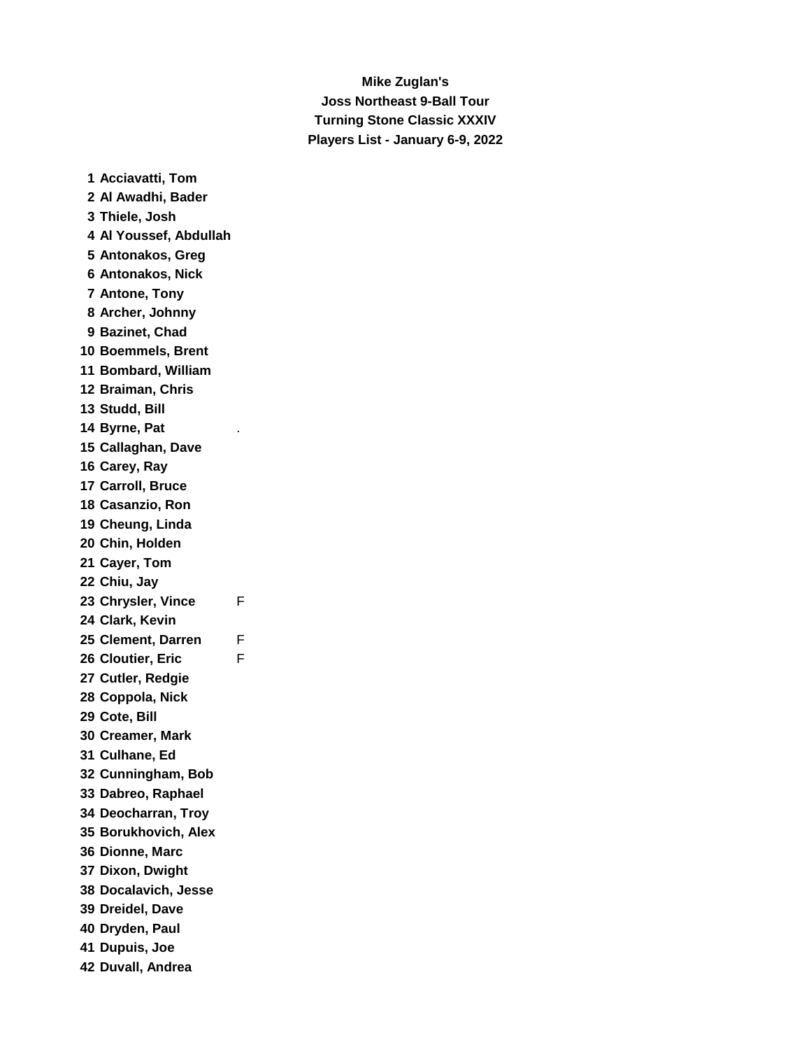**Mike Zuglan's**

**Joss Northeast 9-Ball Tour**

**Turning Stone Classic XXXIV**

**Players List - January 6-9, 2022**

| | | |
|---|---|---|
| 1 | **Acciavatti, Tom** | |
| 2 | **Al Awadhi, Bader** | |
| 3 | **Thiele, Josh** | |
| 4 | **Al Youssef, Abdullah** | |
| 5 | **Antonakos, Greg** | |
| 6 | **Antonakos, Nick** | |
| 7 | **Antone, Tony** | |
| 8 | **Archer, Johnny** | |
| 9 | **Bazinet, Chad** | |
| 10 | **Boemmels, Brent** | |
| 11 | **Bombard, William** | |
| 12 | **Braiman, Chris** | |
| 13 | **Studd, Bill** | |
| 14 | **Byrne, Pat** | . |
| 15 | **Callaghan, Dave** | |
| 16 | **Carey, Ray** | |
| 17 | **Carroll, Bruce** | |
| 18 | **Casanzio, Ron** | |
| 19 | **Cheung, Linda** | |
| 20 | **Chin, Holden** | |
| 21 | **Cayer, Tom** | |
| 22 | **Chiu, Jay** | |
| 23 | **Chrysler, Vince** | F |
| 24 | **Clark, Kevin** | |
| 25 | **Clement, Darren** | F |
| 26 | **Cloutier, Eric** | F |
| 27 | **Cutler, Redgie** | |
| 28 | **Coppola, Nick** | |
| 29 | **Cote, Bill** | |
| 30 | **Creamer, Mark** | |
| 31 | **Culhane, Ed** | |
| 32 | **Cunningham, Bob** | |
| 33 | **Dabreo, Raphael** | |
| 34 | **Deocharran, Troy** | |
| 35 | **Borukhovich, Alex** | |
| 36 | **Dionne, Marc** | |
| 37 | **Dixon, Dwight** | |
| 38 | **Docalavich, Jesse** | |
| 39 | **Dreidel, Dave** | |
| 40 | **Dryden, Paul** | |
| 41 | **Dupuis, Joe** | |
| 42 | **Duvall, Andrea** | |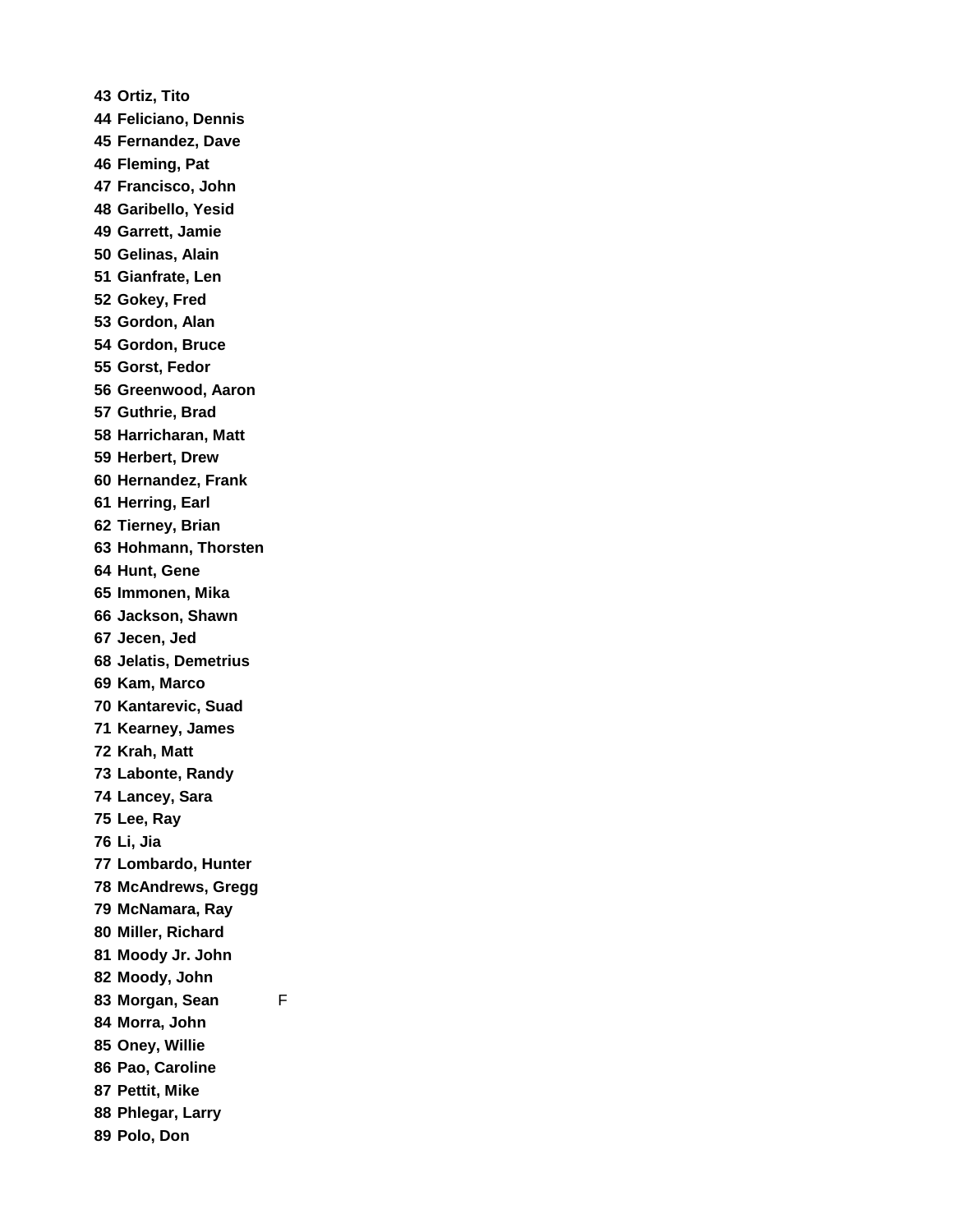| | | |
|---|---|---|
| **43** | **Ortiz, Tito** | |
| **44** | **Feliciano, Dennis** | |
| **45** | **Fernandez, Dave** | |
| **46** | **Fleming, Pat** | |
| **47** | **Francisco, John** | |
| **48** | **Garibello, Yesid** | |
| **49** | **Garrett, Jamie** | |
| **50** | **Gelinas, Alain** | |
| **51** | **Gianfrate, Len** | |
| **52** | **Gokey, Fred** | |
| **53** | **Gordon, Alan** | |
| **54** | **Gordon, Bruce** | |
| **55** | **Gorst, Fedor** | |
| **56** | **Greenwood, Aaron** | |
| **57** | **Guthrie, Brad** | |
| **58** | **Harricharan, Matt** | |
| **59** | **Herbert, Drew** | |
| **60** | **Hernandez, Frank** | |
| **61** | **Herring, Earl** | |
| **62** | **Tierney, Brian** | |
| **63** | **Hohmann, Thorsten** | |
| **64** | **Hunt, Gene** | |
| **65** | **Immonen, Mika** | |
| **66** | **Jackson, Shawn** | |
| **67** | **Jecen, Jed** | |
| **68** | **Jelatis, Demetrius** | |
| **69** | **Kam, Marco** | |
| **70** | **Kantarevic, Suad** | |
| **71** | **Kearney, James** | |
| **72** | **Krah, Matt** | |
| **73** | **Labonte, Randy** | |
| **74** | **Lancey, Sara** | |
| **75** | **Lee, Ray** | |
| **76** | **Li, Jia** | |
| **77** | **Lombardo, Hunter** | |
| **78** | **McAndrews, Gregg** | |
| **79** | **McNamara, Ray** | |
| **80** | **Miller, Richard** | |
| **81** | **Moody Jr. John** | |
| **82** | **Moody, John** | |
| **83** | **Morgan, Sean** | F |
| **84** | **Morra, John** | |
| **85** | **Oney, Willie** | |
| **86** | **Pao, Caroline** | |
| **87** | **Pettit, Mike** | |
| **88** | **Phlegar, Larry** | |
| **89** | **Polo, Don** | |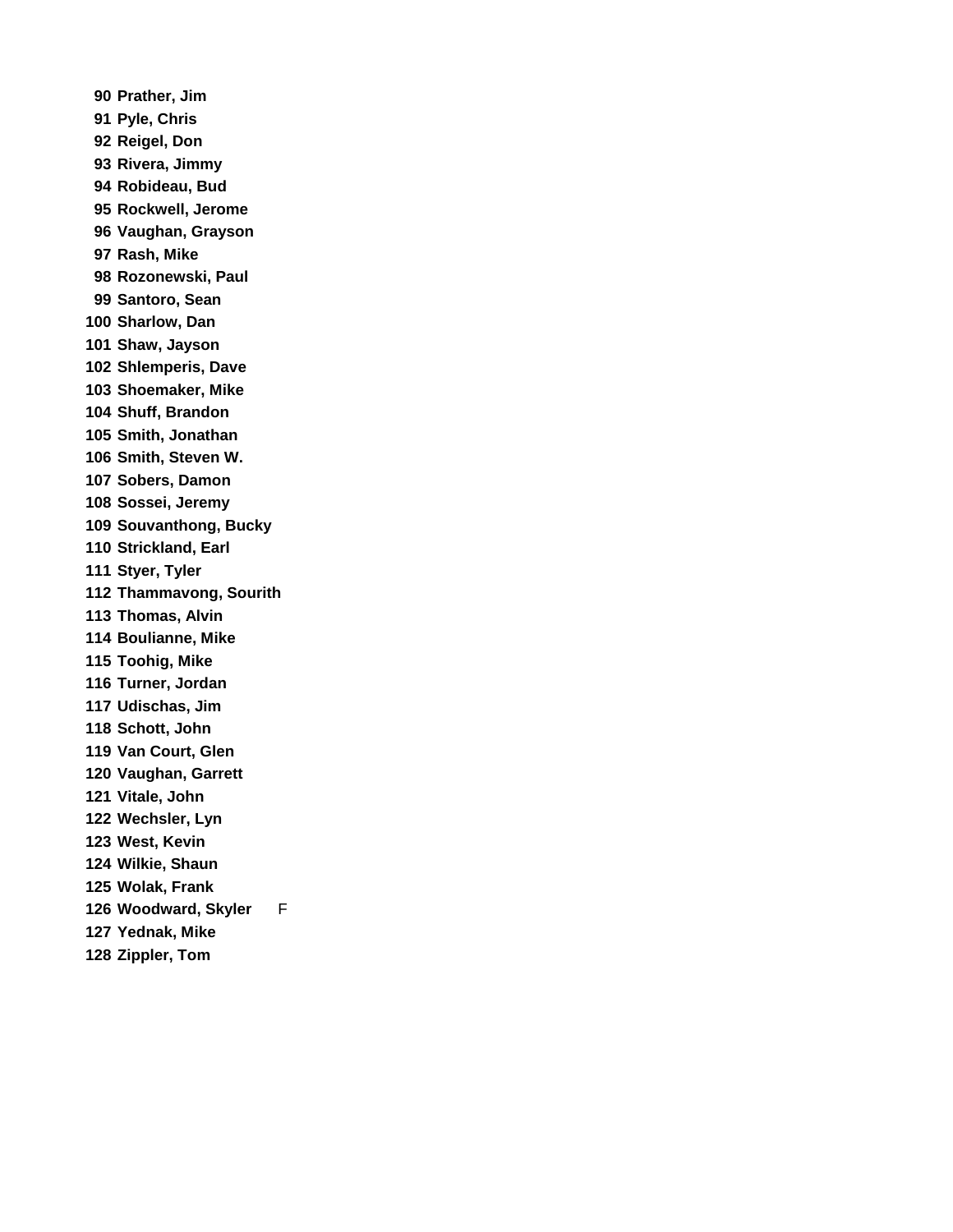| | | |
|---|---|---|
| 90 | **Prather, Jim** | |
| 91 | **Pyle, Chris** | |
| 92 | **Reigel, Don** | |
| 93 | **Rivera, Jimmy** | |
| 94 | **Robideau, Bud** | |
| 95 | **Rockwell, Jerome** | |
| 96 | **Vaughan, Grayson** | |
| 97 | **Rash, Mike** | |
| 98 | **Rozonewski, Paul** | |
| 99 | **Santoro, Sean** | |
| 100 | **Sharlow, Dan** | |
| 101 | **Shaw, Jayson** | |
| 102 | **Shlemperis, Dave** | |
| 103 | **Shoemaker, Mike** | |
| 104 | **Shuff, Brandon** | |
| 105 | **Smith, Jonathan** | |
| 106 | **Smith, Steven W.** | |
| 107 | **Sobers, Damon** | |
| 108 | **Sossei, Jeremy** | |
| 109 | **Souvanthong, Bucky** | |
| 110 | **Strickland, Earl** | |
| 111 | **Styer, Tyler** | |
| 112 | **Thammavong, Sourith** | |
| 113 | **Thomas, Alvin** | |
| 114 | **Boulianne, Mike** | |
| 115 | **Toohig, Mike** | |
| 116 | **Turner, Jordan** | |
| 117 | **Udischas, Jim** | |
| 118 | **Schott, John** | |
| 119 | **Van Court, Glen** | |
| 120 | **Vaughan, Garrett** | |
| 121 | **Vitale, John** | |
| 122 | **Wechsler, Lyn** | |
| 123 | **West, Kevin** | |
| 124 | **Wilkie, Shaun** | |
| 125 | **Wolak, Frank** | |
| 126 | **Woodward, Skyler** | F |
| 127 | **Yednak, Mike** | |
| 128 | **Zippler, Tom** | |